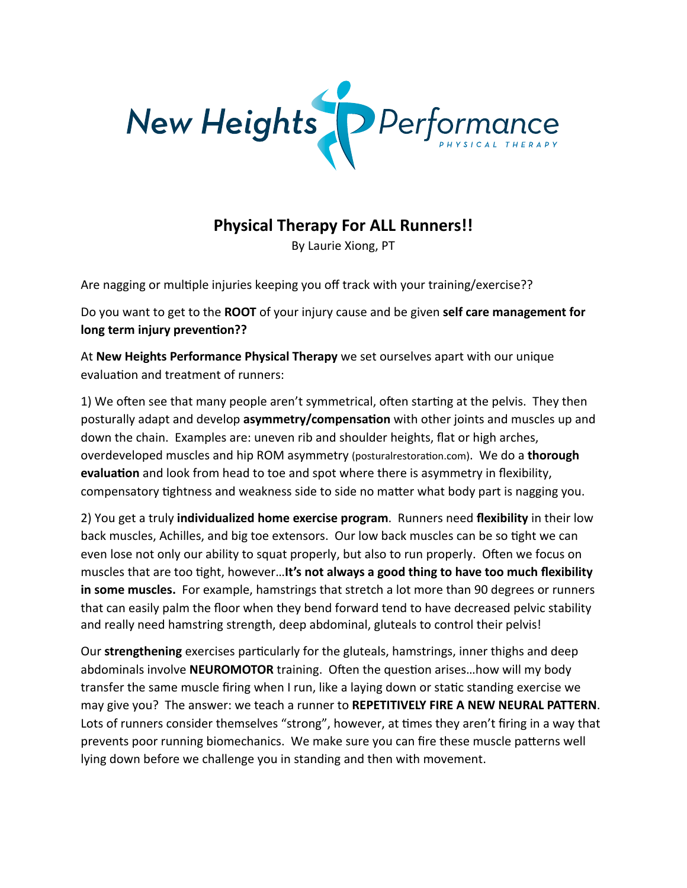New Heights Performance PHYSICAL THERAPY

# Physical Therapy For ALL Runners!!

By Laurie Xiong, PT

Are nagging or multiple injuries keeping you off track with your training/exercise??

Do you want to get to the **ROOT** of your injury cause and be given **self care management for long term injury prevention??**

At **New Heights Performance Physical Therapy** we set ourselves apart with our unique evaluation and treatment of runners:

1) We often see that many people aren't symmetrical, often starting at the pelvis. They then posturally adapt and develop **asymmetry/compensation** with other joints and muscles up and down the chain. Examples are: uneven rib and shoulder heights, flat or high arches, overdeveloped muscles and hip ROM asymmetry (posturalrestoration.com). We do a **thorough evaluation** and look from head to toe and spot where there is asymmetry in flexibility, compensatory tightness and weakness side to side no matter what body part is nagging you.

2) You get a truly **individualized home exercise program**. Runners need **flexibility** in their low back muscles, Achilles, and big toe extensors. Our low back muscles can be so tight we can even lose not only our ability to squat properly, but also to run properly. Often we focus on muscles that are too tight, however…**It's not always a good thing to have too much flexibility in some muscles.** For example, hamstrings that stretch a lot more than 90 degrees or runners that can easily palm the floor when they bend forward tend to have decreased pelvic stability and really need hamstring strength, deep abdominal, gluteals to control their pelvis!

Our **strengthening** exercises particularly for the gluteals, hamstrings, inner thighs and deep abdominals involve **NEUROMOTOR** training. Often the question arises…how will my body transfer the same muscle firing when I run, like a laying down or static standing exercise we may give you? The answer: we teach a runner to **REPETITIVELY FIRE A NEW NEURAL PATTERN**. Lots of runners consider themselves "strong", however, at times they aren't firing in a way that prevents poor running biomechanics. We make sure you can fire these muscle patterns well lying down before we challenge you in standing and then with movement.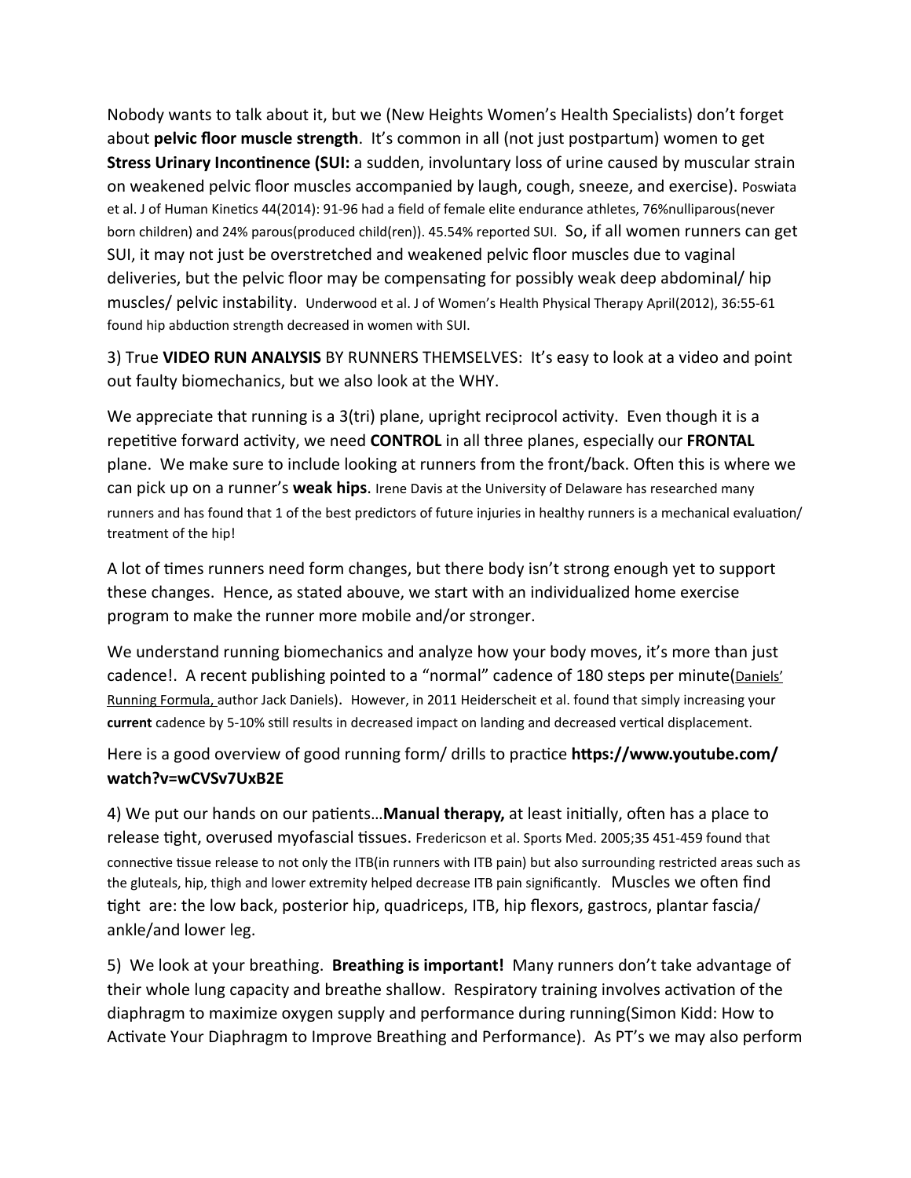Nobody wants to talk about it, but we (New Heights Women's Health Specialists) don't forget about **pelvic floor muscle strength**. It's common in all (not just postpartum) women to get **Stress Urinary Incontinence (SUI:** a sudden, involuntary loss of urine caused by muscular strain on weakened pelvic floor muscles accompanied by laugh, cough, sneeze, and exercise). Poswiata et al. J of Human Kinetics 44(2014): 91-96 had a field of female elite endurance athletes, 76%nulliparous(never born children) and 24% parous(produced child(ren)). 45.54% reported SUI. So, if all women runners can get SUI, it may not just be overstretched and weakened pelvic floor muscles due to vaginal deliveries, but the pelvic floor may be compensating for possibly weak deep abdominal/ hip muscles/ pelvic instability. Underwood et al. J of Women's Health Physical Therapy April(2012), 36:55-61 found hip abduction strength decreased in women with SUI.

3) True **VIDEO RUN ANALYSIS** BY RUNNERS THEMSELVES: It's easy to look at a video and point out faulty biomechanics, but we also look at the WHY.

We appreciate that running is a 3(tri) plane, upright reciprocol activity. Even though it is a repetitive forward activity, we need **CONTROL** in all three planes, especially our **FRONTAL** plane. We make sure to include looking at runners from the front/back. Often this is where we can pick up on a runner's **weak hips**. Irene Davis at the University of Delaware has researched many runners and has found that 1 of the best predictors of future injuries in healthy runners is a mechanical evaluation/ treatment of the hip!

A lot of times runners need form changes, but there body isn't strong enough yet to support these changes. Hence, as stated abouve, we start with an individualized home exercise program to make the runner more mobile and/or stronger.

We understand running biomechanics and analyze how your body moves, it's more than just cadence!. A recent publishing pointed to a "normal" cadence of 180 steps per minute(Daniels' Running Formula, author Jack Daniels). However, in 2011 Heiderscheit et al. found that simply increasing your **current** cadence by 5-10% still results in decreased impact on landing and decreased vertical displacement.

Here is a good overview of good running form/ drills to practice **https://www.youtube.com/watch?v=wCVSv7UxB2E**

4) We put our hands on our patients…**Manual therapy,** at least initially, often has a place to release tight, overused myofascial tissues. Fredericson et al. Sports Med. 2005;35 451-459 found that connective tissue release to not only the ITB(in runners with ITB pain) but also surrounding restricted areas such as the gluteals, hip, thigh and lower extremity helped decrease ITB pain significantly. Muscles we often find tight are: the low back, posterior hip, quadriceps, ITB, hip flexors, gastrocs, plantar fascia/ ankle/and lower leg.

5) We look at your breathing. **Breathing is important!** Many runners don't take advantage of their whole lung capacity and breathe shallow. Respiratory training involves activation of the diaphragm to maximize oxygen supply and performance during running(Simon Kidd: How to Activate Your Diaphragm to Improve Breathing and Performance). As PT's we may also perform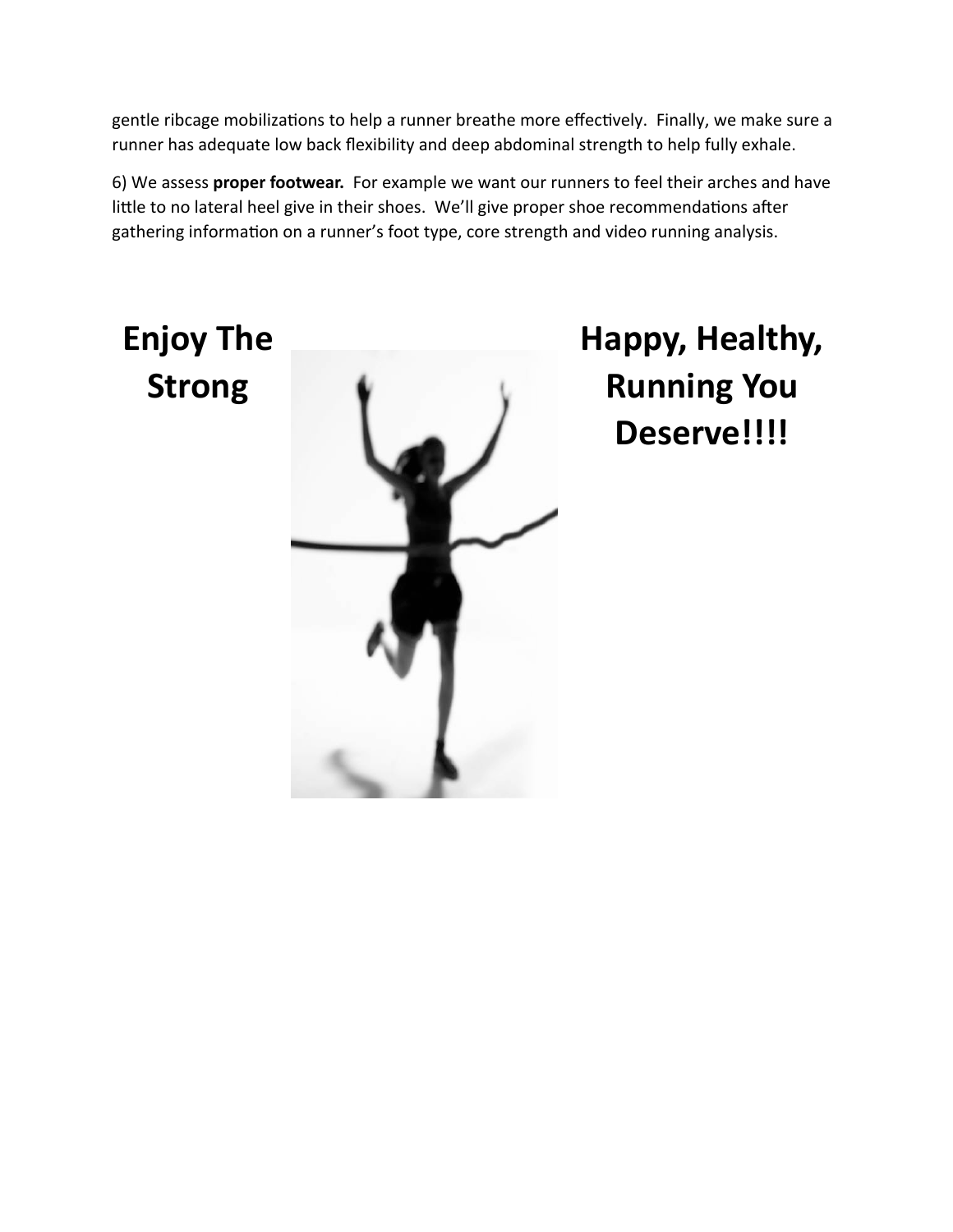gentle ribcage mobilizations to help a runner breathe more effectively. Finally, we make sure a runner has adequate low back flexibility and deep abdominal strength to help fully exhale.

6) We assess **proper footwear.** For example we want our runners to feel their arches and have little to no lateral heel give in their shoes. We'll give proper shoe recommendations after gathering information on a runner's foot type, core strength and video running analysis.

# Enjoy The Strong Happy, Healthy, Running You Deserve!!!!